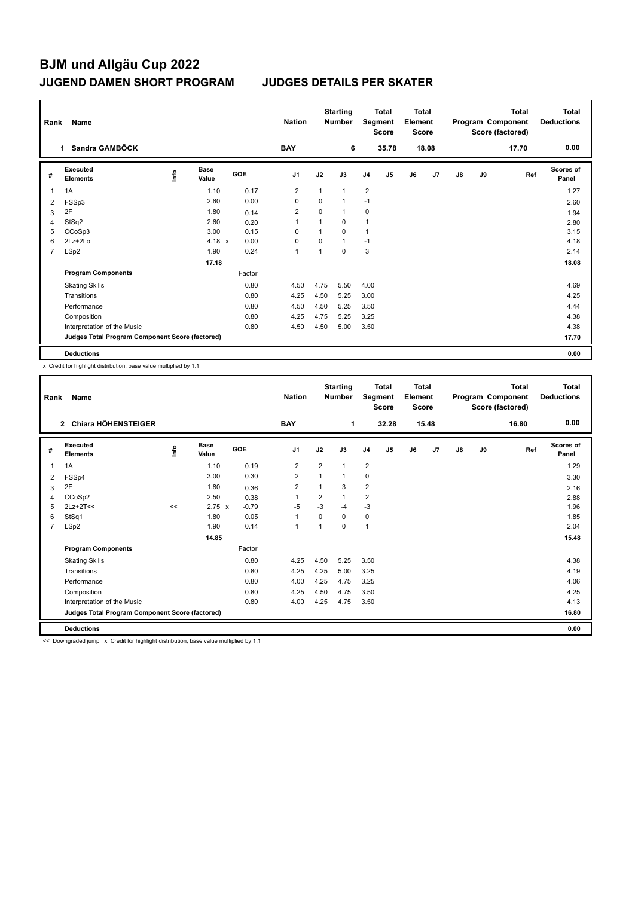# BJM und Allgäu Cup 2022

## JUGEND DAMEN SHORT PROGRAM JUDGES DETAILS PER SKATER

| Rank | Name | Nation | Starting Number | Total Segment Score | Total Element Score | Total Program Component Score (factored) | Total Deductions |
|---|---|---|---|---|---|---|---|
| 1 | Sandra GAMBÖCK | BAY | 6 | 35.78 | 18.08 | 17.70 | 0.00 |

| # | Executed Elements | Info | Base Value | GOE | J1 | J2 | J3 | J4 | J5 | J6 | J7 | J8 | J9 | Ref | Scores of Panel |
|---|---|---|---|---|---|---|---|---|---|---|---|---|---|---|---|
| 1 | 1A | | 1.10 | 0.17 | 2 | 1 | 1 | 2 | | | | | | | 1.27 |
| 2 | FSSp3 | | 2.60 | 0.00 | 0 | 0 | 1 | -1 | | | | | | | 2.60 |
| 3 | 2F | | 1.80 | 0.14 | 2 | 0 | 1 | 0 | | | | | | | 1.94 |
| 4 | StSq2 | | 2.60 | 0.20 | 1 | 1 | 0 | 1 | | | | | | | 2.80 |
| 5 | CCoSp3 | | 3.00 | 0.15 | 0 | 1 | 0 | 1 | | | | | | | 3.15 |
| 6 | 2Lz+2Lo | | 4.18 x | 0.00 | 0 | 0 | 1 | -1 | | | | | | | 4.18 |
| 7 | LSp2 | | 1.90 | 0.24 | 1 | 1 | 0 | 3 | | | | | | | 2.14 |
| | | | 17.18 | | | | | | | | | | | | 18.08 |
| | **Program Components** | | | Factor | | | | | | | | | | | |
| | Skating Skills | | | 0.80 | 4.50 | 4.75 | 5.50 | 4.00 | | | | | | | 4.69 |
| | Transitions | | | 0.80 | 4.25 | 4.50 | 5.25 | 3.00 | | | | | | | 4.25 |
| | Performance | | | 0.80 | 4.50 | 4.50 | 5.25 | 3.50 | | | | | | | 4.44 |
| | Composition | | | 0.80 | 4.25 | 4.75 | 5.25 | 3.25 | | | | | | | 4.38 |
| | Interpretation of the Music | | | 0.80 | 4.50 | 4.50 | 5.00 | 3.50 | | | | | | | 4.38 |
| | **Judges Total Program Component Score (factored)** | | | | | | | | | | | | | | 17.70 |
| | **Deductions** | | | | | | | | | | | | | | 0.00 |

x Credit for highlight distribution, base value multiplied by 1.1

| Rank | Name | Nation | Starting Number | Total Segment Score | Total Element Score | Total Program Component Score (factored) | Total Deductions |
|---|---|---|---|---|---|---|---|
| 2 | Chiara HÖHENSTEIGER | BAY | 1 | 32.28 | 15.48 | 16.80 | 0.00 |

| # | Executed Elements | Info | Base Value | GOE | J1 | J2 | J3 | J4 | J5 | J6 | J7 | J8 | J9 | Ref | Scores of Panel |
|---|---|---|---|---|---|---|---|---|---|---|---|---|---|---|---|
| 1 | 1A | | 1.10 | 0.19 | 2 | 2 | 1 | 2 | | | | | | | 1.29 |
| 2 | FSSp4 | | 3.00 | 0.30 | 2 | 1 | 1 | 0 | | | | | | | 3.30 |
| 3 | 2F | | 1.80 | 0.36 | 2 | 1 | 3 | 2 | | | | | | | 2.16 |
| 4 | CCoSp2 | | 2.50 | 0.38 | 1 | 2 | 1 | 2 | | | | | | | 2.88 |
| 5 | 2Lz+2T<< | << | 2.75 x | -0.79 | -5 | -3 | -4 | -3 | | | | | | | 1.96 |
| 6 | StSq1 | | 1.80 | 0.05 | 1 | 0 | 0 | 0 | | | | | | | 1.85 |
| 7 | LSp2 | | 1.90 | 0.14 | 1 | 1 | 0 | 1 | | | | | | | 2.04 |
| | | | 14.85 | | | | | | | | | | | | 15.48 |
| | **Program Components** | | | Factor | | | | | | | | | | | |
| | Skating Skills | | | 0.80 | 4.25 | 4.50 | 5.25 | 3.50 | | | | | | | 4.38 |
| | Transitions | | | 0.80 | 4.25 | 4.25 | 5.00 | 3.25 | | | | | | | 4.19 |
| | Performance | | | 0.80 | 4.00 | 4.25 | 4.75 | 3.25 | | | | | | | 4.06 |
| | Composition | | | 0.80 | 4.25 | 4.50 | 4.75 | 3.50 | | | | | | | 4.25 |
| | Interpretation of the Music | | | 0.80 | 4.00 | 4.25 | 4.75 | 3.50 | | | | | | | 4.13 |
| | **Judges Total Program Component Score (factored)** | | | | | | | | | | | | | | 16.80 |
| | **Deductions** | | | | | | | | | | | | | | 0.00 |

<< Downgraded jump x Credit for highlight distribution, base value multiplied by 1.1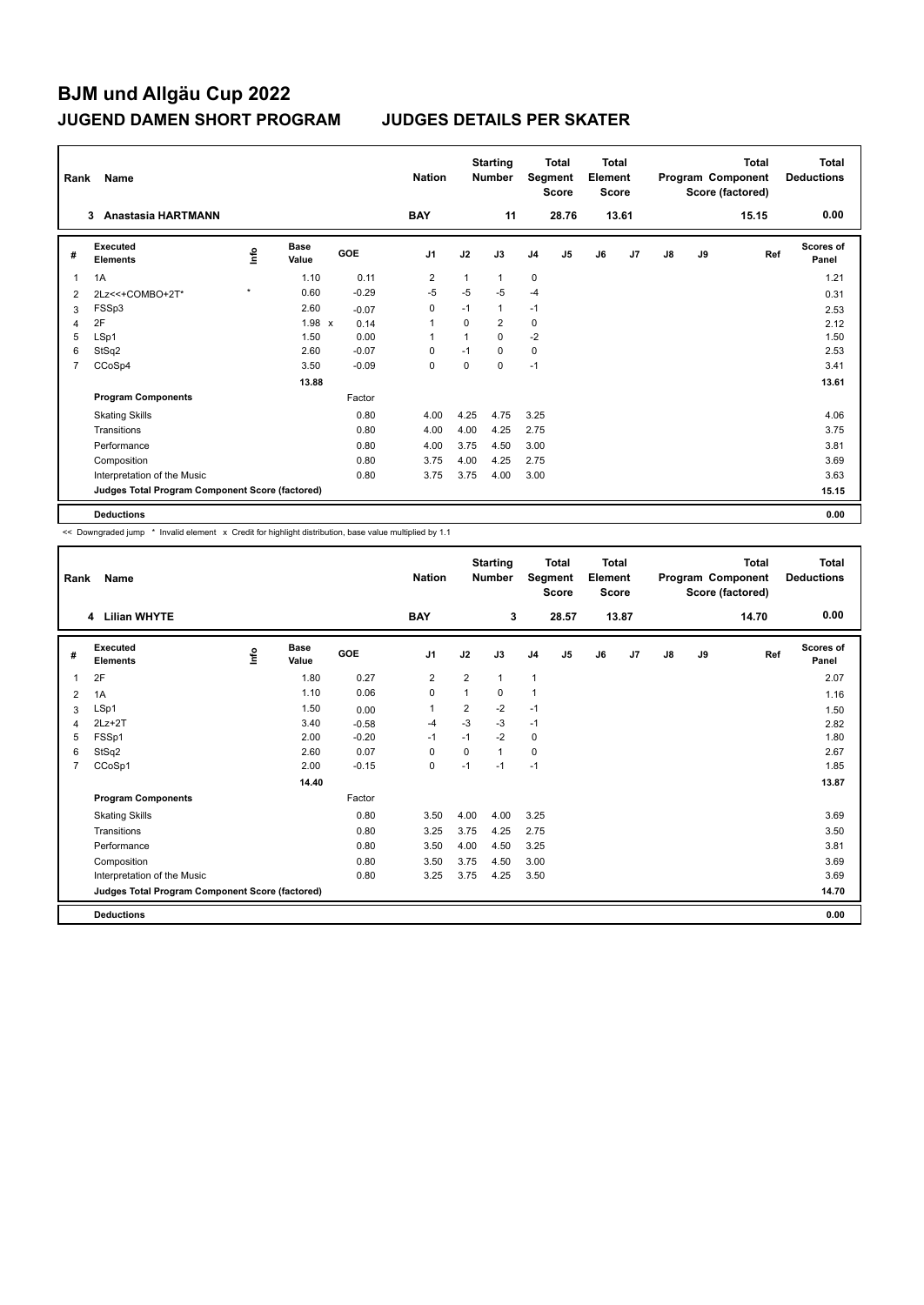# BJM und Allgäu Cup 2022

## JUGEND DAMEN SHORT PROGRAM JUDGES DETAILS PER SKATER

| Rank | Name | Nation | Starting Number | Total Segment Score | Total Element Score | Total Program Component Score (factored) | Total Deductions |
|---|---|---|---|---|---|---|---|
| 3 | Anastasia HARTMANN | BAY | 11 | 28.76 | 13.61 | 15.15 | 0.00 |

| # | Executed Elements | Info | Base Value | GOE | J1 | J2 | J3 | J4 | J5 | J6 | J7 | J8 | J9 | Ref | Scores of Panel |
|---|---|---|---|---|---|---|---|---|---|---|---|---|---|---|---|
| 1 | 1A | | 1.10 | 0.11 | 2 | 1 | 1 | 0 | | | | | | | 1.21 |
| 2 | 2Lz<<+COMBO+2T* | * | 0.60 | -0.29 | -5 | -5 | -5 | -4 | | | | | | | 0.31 |
| 3 | FSSp3 | | 2.60 | -0.07 | 0 | -1 | 1 | -1 | | | | | | | 2.53 |
| 4 | 2F | | 1.98 x | 0.14 | 1 | 0 | 2 | 0 | | | | | | | 2.12 |
| 5 | LSp1 | | 1.50 | 0.00 | 1 | 1 | 0 | -2 | | | | | | | 1.50 |
| 6 | StSq2 | | 2.60 | -0.07 | 0 | -1 | 0 | 0 | | | | | | | 2.53 |
| 7 | CCoSp4 | | 3.50 | -0.09 | 0 | 0 | 0 | -1 | | | | | | | 3.41 |
| | | | 13.88 | | | | | | | | | | | | 13.61 |
| | **Program Components** | | | Factor | | | | | | | | | | | |
| | Skating Skills | | | 0.80 | 4.00 | 4.25 | 4.75 | 3.25 | | | | | | | 4.06 |
| | Transitions | | | 0.80 | 4.00 | 4.00 | 4.25 | 2.75 | | | | | | | 3.75 |
| | Performance | | | 0.80 | 4.00 | 3.75 | 4.50 | 3.00 | | | | | | | 3.81 |
| | Composition | | | 0.80 | 3.75 | 4.00 | 4.25 | 2.75 | | | | | | | 3.69 |
| | Interpretation of the Music | | | 0.80 | 3.75 | 3.75 | 4.00 | 3.00 | | | | | | | 3.63 |
| | **Judges Total Program Component Score (factored)** | | | | | | | | | | | | | | 15.15 |
| | **Deductions** | | | | | | | | | | | | | | 0.00 |

<< Downgraded jump * Invalid element x Credit for highlight distribution, base value multiplied by 1.1

| Rank | Name | Nation | Starting Number | Total Segment Score | Total Element Score | Total Program Component Score (factored) | Total Deductions |
|---|---|---|---|---|---|---|---|
| 4 | Lilian WHYTE | BAY | 3 | 28.57 | 13.87 | 14.70 | 0.00 |

| # | Executed Elements | Info | Base Value | GOE | J1 | J2 | J3 | J4 | J5 | J6 | J7 | J8 | J9 | Ref | Scores of Panel |
|---|---|---|---|---|---|---|---|---|---|---|---|---|---|---|---|
| 1 | 2F | | 1.80 | 0.27 | 2 | 2 | 1 | 1 | | | | | | | 2.07 |
| 2 | 1A | | 1.10 | 0.06 | 0 | 1 | 0 | 1 | | | | | | | 1.16 |
| 3 | LSp1 | | 1.50 | 0.00 | 1 | 2 | -2 | -1 | | | | | | | 1.50 |
| 4 | 2Lz+2T | | 3.40 | -0.58 | -4 | -3 | -3 | -1 | | | | | | | 2.82 |
| 5 | FSSp1 | | 2.00 | -0.20 | -1 | -1 | -2 | 0 | | | | | | | 1.80 |
| 6 | StSq2 | | 2.60 | 0.07 | 0 | 0 | 1 | 0 | | | | | | | 2.67 |
| 7 | CCoSp1 | | 2.00 | -0.15 | 0 | -1 | -1 | -1 | | | | | | | 1.85 |
| | | | 14.40 | | | | | | | | | | | | 13.87 |
| | **Program Components** | | | Factor | | | | | | | | | | | |
| | Skating Skills | | | 0.80 | 3.50 | 4.00 | 4.00 | 3.25 | | | | | | | 3.69 |
| | Transitions | | | 0.80 | 3.25 | 3.75 | 4.25 | 2.75 | | | | | | | 3.50 |
| | Performance | | | 0.80 | 3.50 | 4.00 | 4.50 | 3.25 | | | | | | | 3.81 |
| | Composition | | | 0.80 | 3.50 | 3.75 | 4.50 | 3.00 | | | | | | | 3.69 |
| | Interpretation of the Music | | | 0.80 | 3.25 | 3.75 | 4.25 | 3.50 | | | | | | | 3.69 |
| | **Judges Total Program Component Score (factored)** | | | | | | | | | | | | | | 14.70 |
| | **Deductions** | | | | | | | | | | | | | | 0.00 |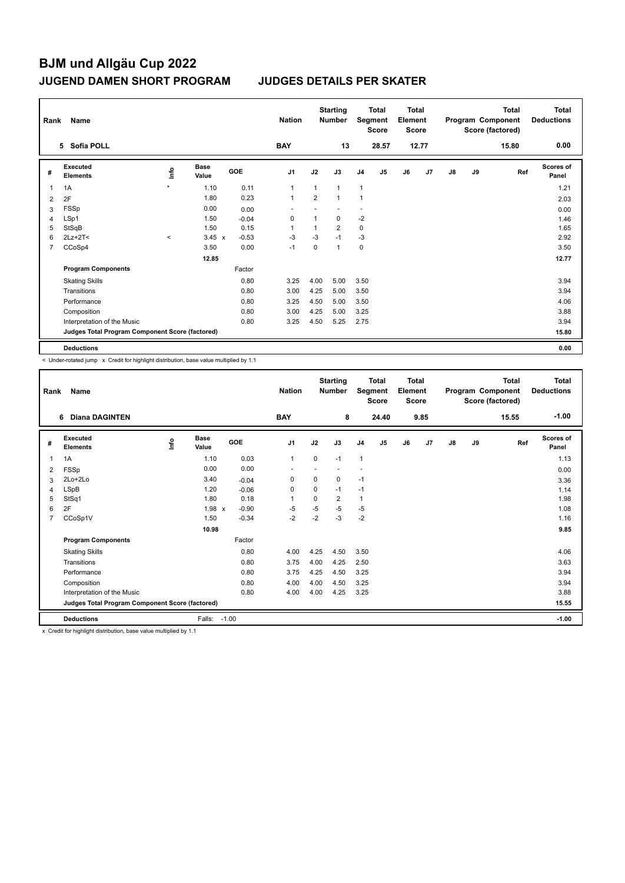# BJM und Allgäu Cup 2022

## JUGEND DAMEN SHORT PROGRAM JUDGES DETAILS PER SKATER

| Rank | Name | Nation | Starting Number | Total Segment Score | Total Element Score | Total Program Component Score (factored) | Total Deductions |
|---|---|---|---|---|---|---|---|
| 5 | Sofia POLL | BAY | 13 | 28.57 | 12.77 | 15.80 | 0.00 |

| # | Executed Elements | Info | Base Value | | GOE | J1 | J2 | J3 | J4 | J5 | J6 | J7 | J8 | J9 | Ref | Scores of Panel |
|---|---|---|---|---|---|---|---|---|---|---|---|---|---|---|---|---|
| 1 | 1A | * | 1.10 | | 0.11 | 1 | 1 | 1 | 1 | | | | | | | 1.21 |
| 2 | 2F | | 1.80 | | 0.23 | 1 | 2 | 1 | 1 | | | | | | | 2.03 |
| 3 | FSSp | | 0.00 | | 0.00 | - | - | - | - | | | | | | | 0.00 |
| 4 | LSp1 | | 1.50 | | -0.04 | 0 | 1 | 0 | -2 | | | | | | | 1.46 |
| 5 | StSqB | | 1.50 | | 0.15 | 1 | 1 | 2 | 0 | | | | | | | 1.65 |
| 6 | 2Lz+2T< | < | 3.45 | x | -0.53 | -3 | -3 | -1 | -3 | | | | | | | 2.92 |
| 7 | CCoSp4 | | 3.50 | | 0.00 | -1 | 0 | 1 | 0 | | | | | | | 3.50 |
| | | | 12.85 | | | | | | | | | | | | | 12.77 |
| | **Program Components** | | | | Factor | | | | | | | | | | | |
| | Skating Skills | | | | 0.80 | 3.25 | 4.00 | 5.00 | 3.50 | | | | | | | 3.94 |
| | Transitions | | | | 0.80 | 3.00 | 4.25 | 5.00 | 3.50 | | | | | | | 3.94 |
| | Performance | | | | 0.80 | 3.25 | 4.50 | 5.00 | 3.50 | | | | | | | 4.06 |
| | Composition | | | | 0.80 | 3.00 | 4.25 | 5.00 | 3.25 | | | | | | | 3.88 |
| | Interpretation of the Music | | | | 0.80 | 3.25 | 4.50 | 5.25 | 2.75 | | | | | | | 3.94 |
| | **Judges Total Program Component Score (factored)** | | | | | | | | | | | | | | | 15.80 |
| | **Deductions** | | | | | | | | | | | | | | | 0.00 |

< Under-rotated jump x Credit for highlight distribution, base value multiplied by 1.1

| Rank | Name | Nation | Starting Number | Total Segment Score | Total Element Score | Total Program Component Score (factored) | Total Deductions |
|---|---|---|---|---|---|---|---|
| 6 | Diana DAGINTEN | BAY | 8 | 24.40 | 9.85 | 15.55 | -1.00 |

| # | Executed Elements | Info | Base Value | | GOE | J1 | J2 | J3 | J4 | J5 | J6 | J7 | J8 | J9 | Ref | Scores of Panel |
|---|---|---|---|---|---|---|---|---|---|---|---|---|---|---|---|---|
| 1 | 1A | | 1.10 | | 0.03 | 1 | 0 | -1 | 1 | | | | | | | 1.13 |
| 2 | FSSp | | 0.00 | | 0.00 | - | - | - | - | | | | | | | 0.00 |
| 3 | 2Lo+2Lo | | 3.40 | | -0.04 | 0 | 0 | 0 | -1 | | | | | | | 3.36 |
| 4 | LSpB | | 1.20 | | -0.06 | 0 | 0 | -1 | -1 | | | | | | | 1.14 |
| 5 | StSq1 | | 1.80 | | 0.18 | 1 | 0 | 2 | 1 | | | | | | | 1.98 |
| 6 | 2F | | 1.98 | x | -0.90 | -5 | -5 | -5 | -5 | | | | | | | 1.08 |
| 7 | CCoSp1V | | 1.50 | | -0.34 | -2 | -2 | -3 | -2 | | | | | | | 1.16 |
| | | | 10.98 | | | | | | | | | | | | | 9.85 |
| | **Program Components** | | | | Factor | | | | | | | | | | | |
| | Skating Skills | | | | 0.80 | 4.00 | 4.25 | 4.50 | 3.50 | | | | | | | 4.06 |
| | Transitions | | | | 0.80 | 3.75 | 4.00 | 4.25 | 2.50 | | | | | | | 3.63 |
| | Performance | | | | 0.80 | 3.75 | 4.25 | 4.50 | 3.25 | | | | | | | 3.94 |
| | Composition | | | | 0.80 | 4.00 | 4.00 | 4.50 | 3.25 | | | | | | | 3.94 |
| | Interpretation of the Music | | | | 0.80 | 4.00 | 4.00 | 4.25 | 3.25 | | | | | | | 3.88 |
| | **Judges Total Program Component Score (factored)** | | | | | | | | | | | | | | | 15.55 |
| | **Deductions** | | Falls: | | -1.00 | | | | | | | | | | | -1.00 |

x Credit for highlight distribution, base value multiplied by 1.1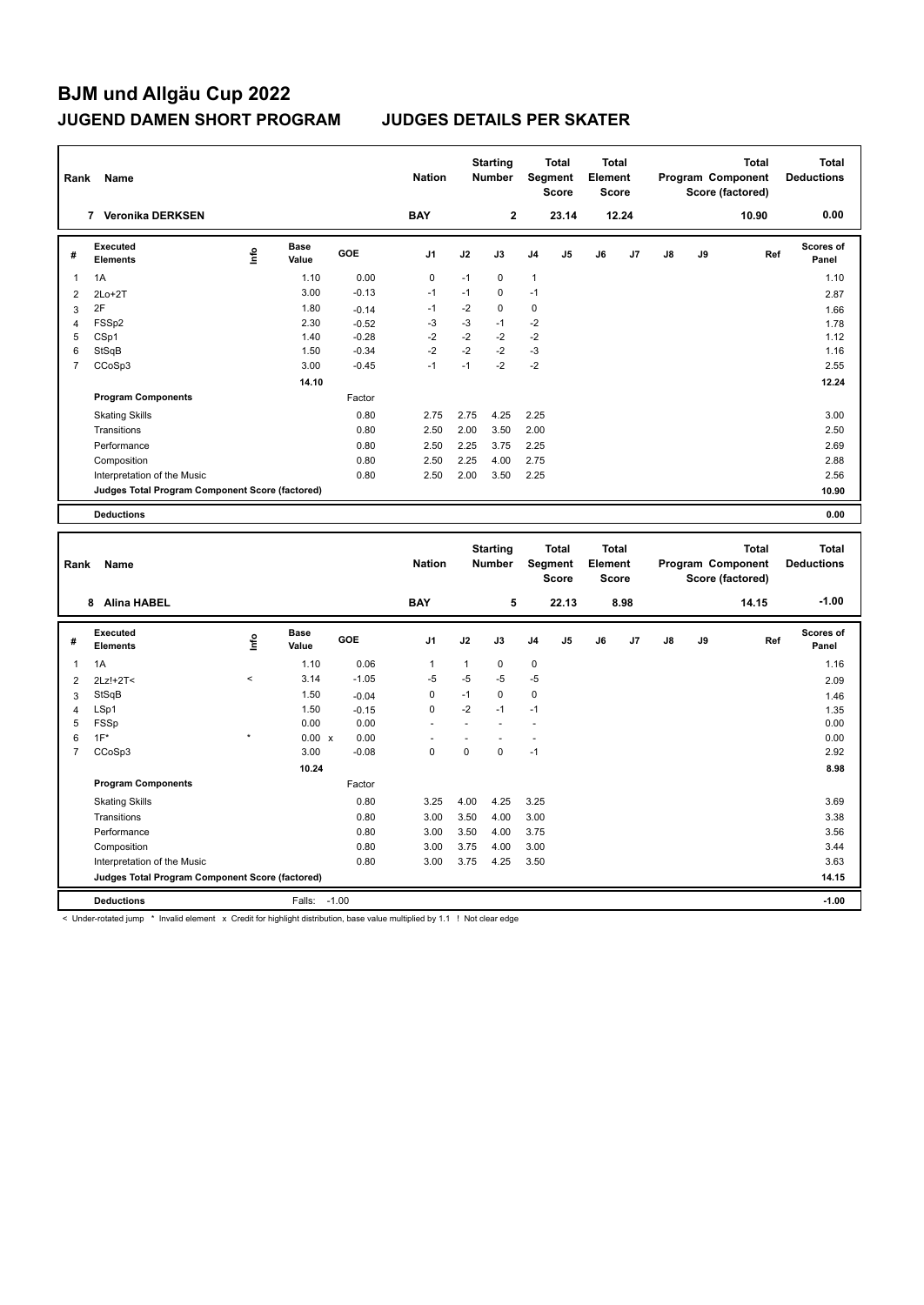# BJM und Allgäu Cup 2022

## JUGEND DAMEN SHORT PROGRAM JUDGES DETAILS PER SKATER

| Rank | Name | Nation | Starting Number | Total Segment Score | Total Element Score | Total Program Component Score (factored) | Total Deductions |
|---|---|---|---|---|---|---|---|
| 7 | Veronika DERKSEN | BAY | 2 | 23.14 | 12.24 | 10.90 | 0.00 |

| # | Executed Elements | Info | Base Value | GOE | J1 | J2 | J3 | J4 | J5 | J6 | J7 | J8 | J9 | Ref | Scores of Panel |
|---|---|---|---|---|---|---|---|---|---|---|---|---|---|---|---|
| 1 | 1A | | 1.10 | 0.00 | 0 | -1 | 0 | 1 | | | | | | | 1.10 |
| 2 | 2Lo+2T | | 3.00 | -0.13 | -1 | -1 | 0 | -1 | | | | | | | 2.87 |
| 3 | 2F | | 1.80 | -0.14 | -1 | -2 | 0 | 0 | | | | | | | 1.66 |
| 4 | FSSp2 | | 2.30 | -0.52 | -3 | -3 | -1 | -2 | | | | | | | 1.78 |
| 5 | CSp1 | | 1.40 | -0.28 | -2 | -2 | -2 | -2 | | | | | | | 1.12 |
| 6 | StSqB | | 1.50 | -0.34 | -2 | -2 | -2 | -3 | | | | | | | 1.16 |
| 7 | CCoSp3 | | 3.00 | -0.45 | -1 | -1 | -2 | -2 | | | | | | | 2.55 |
| | | | 14.10 | | | | | | | | | | | | 12.24 |
| | **Program Components** | | | Factor | | | | | | | | | | | |
| | Skating Skills | | | 0.80 | 2.75 | 2.75 | 4.25 | 2.25 | | | | | | | 3.00 |
| | Transitions | | | 0.80 | 2.50 | 2.00 | 3.50 | 2.00 | | | | | | | 2.50 |
| | Performance | | | 0.80 | 2.50 | 2.25 | 3.75 | 2.25 | | | | | | | 2.69 |
| | Composition | | | 0.80 | 2.50 | 2.25 | 4.00 | 2.75 | | | | | | | 2.88 |
| | Interpretation of the Music | | | 0.80 | 2.50 | 2.00 | 3.50 | 2.25 | | | | | | | 2.56 |
| | **Judges Total Program Component Score (factored)** | | | | | | | | | | | | | | 10.90 |
| | **Deductions** | | | | | | | | | | | | | | 0.00 |

| Rank | Name | Nation | Starting Number | Total Segment Score | Total Element Score | Total Program Component Score (factored) | Total Deductions |
|---|---|---|---|---|---|---|---|
| 8 | Alina HABEL | BAY | 5 | 22.13 | 8.98 | 14.15 | -1.00 |

| # | Executed Elements | Info | Base Value | GOE | J1 | J2 | J3 | J4 | J5 | J6 | J7 | J8 | J9 | Ref | Scores of Panel |
|---|---|---|---|---|---|---|---|---|---|---|---|---|---|---|---|
| 1 | 1A | | 1.10 | 0.06 | 1 | 1 | 0 | 0 | | | | | | | 1.16 |
| 2 | 2Lz!+2T< | < | 3.14 | -1.05 | -5 | -5 | -5 | -5 | | | | | | | 2.09 |
| 3 | StSqB | | 1.50 | -0.04 | 0 | -1 | 0 | 0 | | | | | | | 1.46 |
| 4 | LSp1 | | 1.50 | -0.15 | 0 | -2 | -1 | -1 | | | | | | | 1.35 |
| 5 | FSSp | | 0.00 | 0.00 | - | - | - | - | | | | | | | 0.00 |
| 6 | 1F* | * | 0.00 x | 0.00 | - | - | - | - | | | | | | | 0.00 |
| 7 | CCoSp3 | | 3.00 | -0.08 | 0 | 0 | 0 | -1 | | | | | | | 2.92 |
| | | | 10.24 | | | | | | | | | | | | 8.98 |
| | **Program Components** | | | Factor | | | | | | | | | | | |
| | Skating Skills | | | 0.80 | 3.25 | 4.00 | 4.25 | 3.25 | | | | | | | 3.69 |
| | Transitions | | | 0.80 | 3.00 | 3.50 | 4.00 | 3.00 | | | | | | | 3.38 |
| | Performance | | | 0.80 | 3.00 | 3.50 | 4.00 | 3.75 | | | | | | | 3.56 |
| | Composition | | | 0.80 | 3.00 | 3.75 | 4.00 | 3.00 | | | | | | | 3.44 |
| | Interpretation of the Music | | | 0.80 | 3.00 | 3.75 | 4.25 | 3.50 | | | | | | | 3.63 |
| | **Judges Total Program Component Score (factored)** | | | | | | | | | | | | | | 14.15 |
| | **Deductions** | | Falls: -1.00 | | | | | | | | | | | | -1.00 |

< Under-rotated jump * Invalid element x Credit for highlight distribution, base value multiplied by 1.1 ! Not clear edge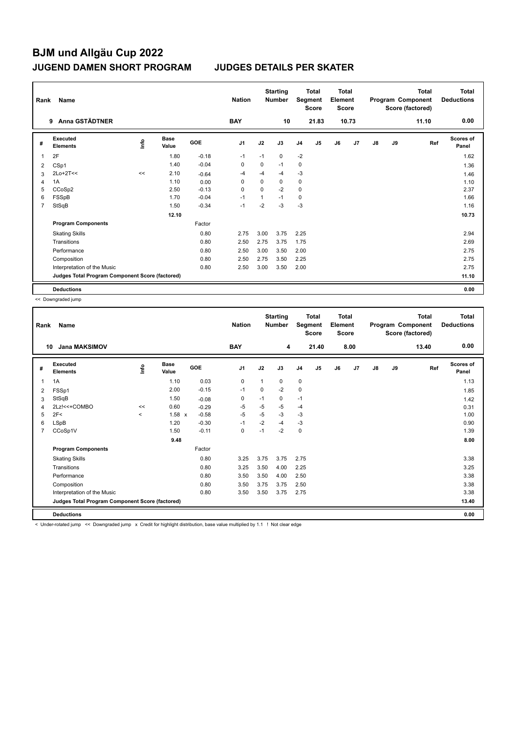# BJM und Allgäu Cup 2022

## JUGEND DAMEN SHORT PROGRAM JUDGES DETAILS PER SKATER

| Rank | Name | Nation | Starting Number | Total Segment Score | Total Element Score | Total Program Component Score (factored) | Total Deductions |
|---|---|---|---|---|---|---|---|
| 9 | Anna GSTÄDTNER | BAY | 10 | 21.83 | 10.73 | 11.10 | 0.00 |

| # | Executed Elements | Info | Base Value | GOE | J1 | J2 | J3 | J4 | J5 | J6 | J7 | J8 | J9 | Ref | Scores of Panel |
|---|---|---|---|---|---|---|---|---|---|---|---|---|---|---|---|
| 1 | 2F | | 1.80 | -0.18 | -1 | -1 | 0 | -2 | | | | | | | 1.62 |
| 2 | CSp1 | | 1.40 | -0.04 | 0 | 0 | -1 | 0 | | | | | | | 1.36 |
| 3 | 2Lo+2T<< | << | 2.10 | -0.64 | -4 | -4 | -4 | -3 | | | | | | | 1.46 |
| 4 | 1A | | 1.10 | 0.00 | 0 | 0 | 0 | 0 | | | | | | | 1.10 |
| 5 | CCoSp2 | | 2.50 | -0.13 | 0 | 0 | -2 | 0 | | | | | | | 2.37 |
| 6 | FSSpB | | 1.70 | -0.04 | -1 | 1 | -1 | 0 | | | | | | | 1.66 |
| 7 | StSqB | | 1.50 | -0.34 | -1 | -2 | -3 | -3 | | | | | | | 1.16 |
| | | | 12.10 | | | | | | | | | | | | 10.73 |
| | **Program Components** | | | Factor | | | | | | | | | | | |
| | Skating Skills | | | 0.80 | 2.75 | 3.00 | 3.75 | 2.25 | | | | | | | 2.94 |
| | Transitions | | | 0.80 | 2.50 | 2.75 | 3.75 | 1.75 | | | | | | | 2.69 |
| | Performance | | | 0.80 | 2.50 | 3.00 | 3.50 | 2.00 | | | | | | | 2.75 |
| | Composition | | | 0.80 | 2.50 | 2.75 | 3.50 | 2.25 | | | | | | | 2.75 |
| | Interpretation of the Music | | | 0.80 | 2.50 | 3.00 | 3.50 | 2.00 | | | | | | | 2.75 |
| | **Judges Total Program Component Score (factored)** | | | | | | | | | | | | | | **11.10** |
| | **Deductions** | | | | | | | | | | | | | | **0.00** |

<< Downgraded jump

| Rank | Name | Nation | Starting Number | Total Segment Score | Total Element Score | Total Program Component Score (factored) | Total Deductions |
|---|---|---|---|---|---|---|---|
| 10 | Jana MAKSIMOV | BAY | 4 | 21.40 | 8.00 | 13.40 | 0.00 |

| # | Executed Elements | Info | Base Value | GOE | J1 | J2 | J3 | J4 | J5 | J6 | J7 | J8 | J9 | Ref | Scores of Panel |
|---|---|---|---|---|---|---|---|---|---|---|---|---|---|---|---|
| 1 | 1A | | 1.10 | 0.03 | 0 | 1 | 0 | 0 | | | | | | | 1.13 |
| 2 | FSSp1 | | 2.00 | -0.15 | -1 | 0 | -2 | 0 | | | | | | | 1.85 |
| 3 | StSqB | | 1.50 | -0.08 | 0 | -1 | 0 | -1 | | | | | | | 1.42 |
| 4 | 2Lz!<<+COMBO | << | 0.60 | -0.29 | -5 | -5 | -5 | -4 | | | | | | | 0.31 |
| 5 | 2F< | < | 1.58 x | -0.58 | -5 | -5 | -3 | -3 | | | | | | | 1.00 |
| 6 | LSpB | | 1.20 | -0.30 | -1 | -2 | -4 | -3 | | | | | | | 0.90 |
| 7 | CCoSp1V | | 1.50 | -0.11 | 0 | -1 | -2 | 0 | | | | | | | 1.39 |
| | | | 9.48 | | | | | | | | | | | | 8.00 |
| | **Program Components** | | | Factor | | | | | | | | | | | |
| | Skating Skills | | | 0.80 | 3.25 | 3.75 | 3.75 | 2.75 | | | | | | | 3.38 |
| | Transitions | | | 0.80 | 3.25 | 3.50 | 4.00 | 2.25 | | | | | | | 3.25 |
| | Performance | | | 0.80 | 3.50 | 3.50 | 4.00 | 2.50 | | | | | | | 3.38 |
| | Composition | | | 0.80 | 3.50 | 3.75 | 3.75 | 2.50 | | | | | | | 3.38 |
| | Interpretation of the Music | | | 0.80 | 3.50 | 3.50 | 3.75 | 2.75 | | | | | | | 3.38 |
| | **Judges Total Program Component Score (factored)** | | | | | | | | | | | | | | **13.40** |
| | **Deductions** | | | | | | | | | | | | | | **0.00** |

< Under-rotated jump << Downgraded jump x Credit for highlight distribution, base value multiplied by 1.1 ! Not clear edge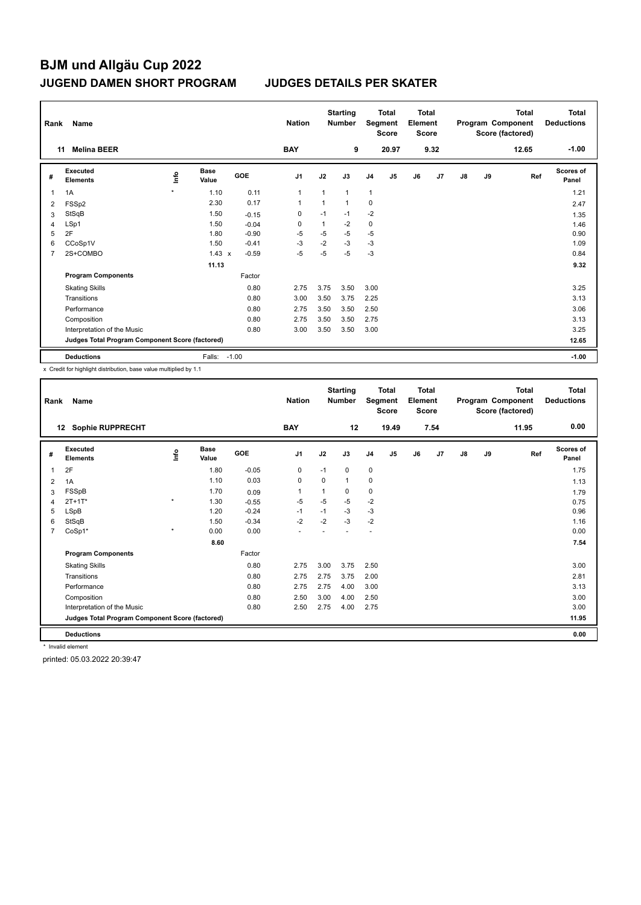# BJM und Allgäu Cup 2022

## JUGEND DAMEN SHORT PROGRAM    JUDGES DETAILS PER SKATER

| Rank | Name | Nation | Starting Number | Total Segment Score | Total Element Score | Total Program Component Score (factored) | Total Deductions |
|---|---|---|---|---|---|---|---|
| 11 | Melina BEER | BAY | 9 | 20.97 | 9.32 | 12.65 | -1.00 |

| # | Executed Elements | Info | Base Value | GOE | J1 | J2 | J3 | J4 | J5 | J6 | J7 | J8 | J9 | Ref | Scores of Panel |
|---|---|---|---|---|---|---|---|---|---|---|---|---|---|---|---|
| 1 | 1A | * | 1.10 | 0.11 | 1 | 1 | 1 | 1 | | | | | | | 1.21 |
| 2 | FSSp2 | | 2.30 | 0.17 | 1 | 1 | 1 | 0 | | | | | | | 2.47 |
| 3 | StSqB | | 1.50 | -0.15 | 0 | -1 | -1 | -2 | | | | | | | 1.35 |
| 4 | LSp1 | | 1.50 | -0.04 | 0 | 1 | -2 | 0 | | | | | | | 1.46 |
| 5 | 2F | | 1.80 | -0.90 | -5 | -5 | -5 | -5 | | | | | | | 0.90 |
| 6 | CCoSp1V | | 1.50 | -0.41 | -3 | -2 | -3 | -3 | | | | | | | 1.09 |
| 7 | 2S+COMBO | | 1.43 x | -0.59 | -5 | -5 | -5 | -3 | | | | | | | 0.84 |
| | | | 11.13 | | | | | | | | | | | | 9.32 |
| | **Program Components** | | | Factor | | | | | | | | | | | |
| | Skating Skills | | | 0.80 | 2.75 | 3.75 | 3.50 | 3.00 | | | | | | | 3.25 |
| | Transitions | | | 0.80 | 3.00 | 3.50 | 3.75 | 2.25 | | | | | | | 3.13 |
| | Performance | | | 0.80 | 2.75 | 3.50 | 3.50 | 2.50 | | | | | | | 3.06 |
| | Composition | | | 0.80 | 2.75 | 3.50 | 3.50 | 2.75 | | | | | | | 3.13 |
| | Interpretation of the Music | | | 0.80 | 3.00 | 3.50 | 3.50 | 3.00 | | | | | | | 3.25 |
| | **Judges Total Program Component Score (factored)** | | | | | | | | | | | | | | 12.65 |
| | **Deductions** | | Falls: | -1.00 | | | | | | | | | | | -1.00 |

x Credit for highlight distribution, base value multiplied by 1.1

| Rank | Name | Nation | Starting Number | Total Segment Score | Total Element Score | Total Program Component Score (factored) | Total Deductions |
|---|---|---|---|---|---|---|---|
| 12 | Sophie RUPPRECHT | BAY | 12 | 19.49 | 7.54 | 11.95 | 0.00 |

| # | Executed Elements | Info | Base Value | GOE | J1 | J2 | J3 | J4 | J5 | J6 | J7 | J8 | J9 | Ref | Scores of Panel |
|---|---|---|---|---|---|---|---|---|---|---|---|---|---|---|---|
| 1 | 2F | | 1.80 | -0.05 | 0 | -1 | 0 | 0 | | | | | | | 1.75 |
| 2 | 1A | | 1.10 | 0.03 | 0 | 0 | 1 | 0 | | | | | | | 1.13 |
| 3 | FSSpB | | 1.70 | 0.09 | 1 | 1 | 0 | 0 | | | | | | | 1.79 |
| 4 | 2T+1T* | * | 1.30 | -0.55 | -5 | -5 | -5 | -2 | | | | | | | 0.75 |
| 5 | LSpB | | 1.20 | -0.24 | -1 | -1 | -3 | -3 | | | | | | | 0.96 |
| 6 | StSqB | | 1.50 | -0.34 | -2 | -2 | -3 | -2 | | | | | | | 1.16 |
| 7 | CoSp1* | * | 0.00 | 0.00 | - | - | - | - | | | | | | | 0.00 |
| | | | 8.60 | | | | | | | | | | | | 7.54 |
| | **Program Components** | | | Factor | | | | | | | | | | | |
| | Skating Skills | | | 0.80 | 2.75 | 3.00 | 3.75 | 2.50 | | | | | | | 3.00 |
| | Transitions | | | 0.80 | 2.75 | 2.75 | 3.75 | 2.00 | | | | | | | 2.81 |
| | Performance | | | 0.80 | 2.75 | 2.75 | 4.00 | 3.00 | | | | | | | 3.13 |
| | Composition | | | 0.80 | 2.50 | 3.00 | 4.00 | 2.50 | | | | | | | 3.00 |
| | Interpretation of the Music | | | 0.80 | 2.50 | 2.75 | 4.00 | 2.75 | | | | | | | 3.00 |
| | **Judges Total Program Component Score (factored)** | | | | | | | | | | | | | | 11.95 |
| | **Deductions** | | | | | | | | | | | | | | 0.00 |

* Invalid element

printed: 05.03.2022 20:39:47